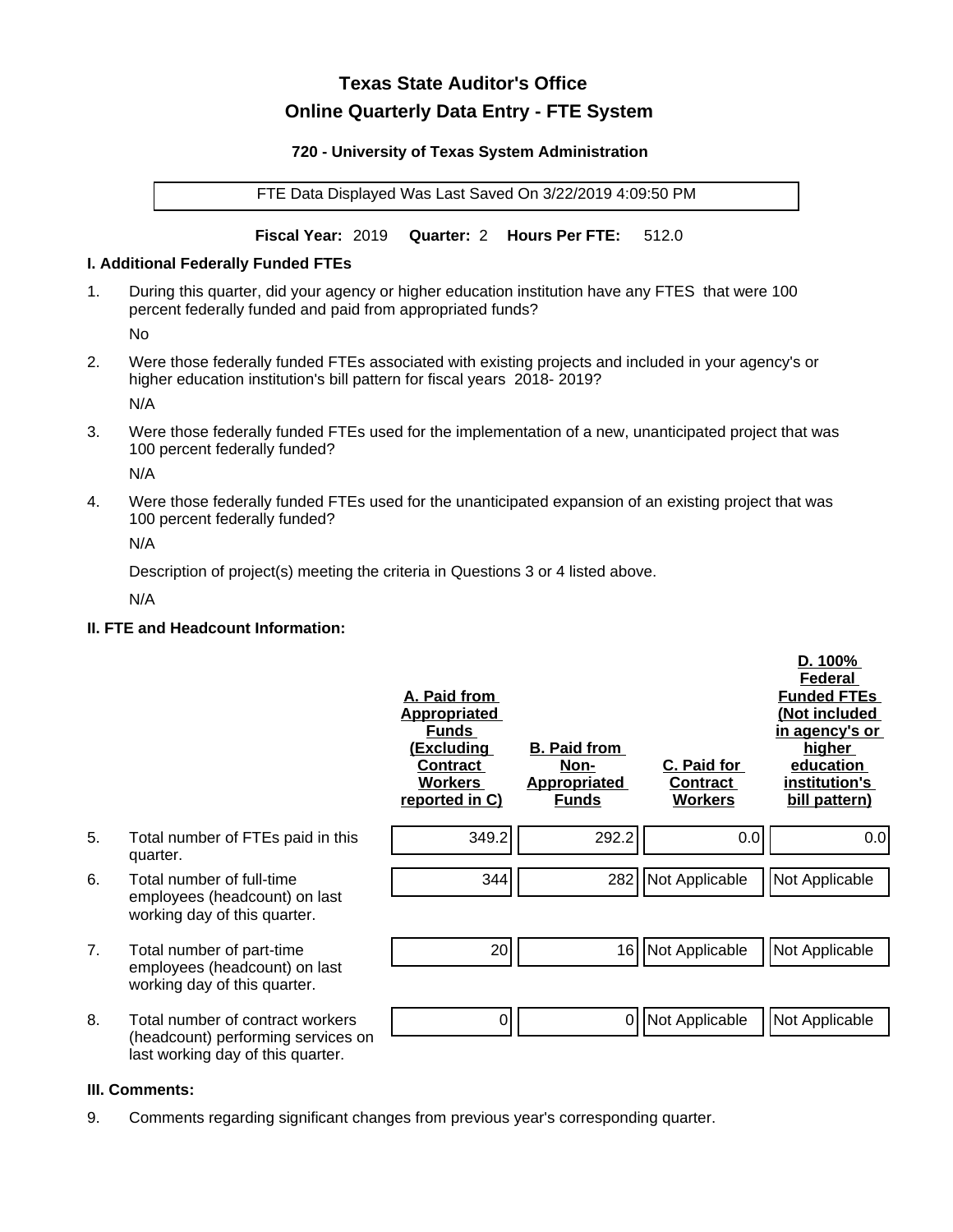# Texas State Auditor's Office

## Online Quarterly Data Entry - FTE System

### 720 - University of Texas System Administration

FTE Data Displayed Was Last Saved On 3/22/2019 4:09:50 PM

**Fiscal Year:** 2019 **Quarter:** 2 **Hours Per FTE:** 512.0

### I. Additional Federally Funded FTEs

1. During this quarter, did your agency or higher education institution have any FTES that were 100 percent federally funded and paid from appropriated funds?

   No

2. Were those federally funded FTEs associated with existing projects and included in your agency's or higher education institution's bill pattern for fiscal years 2018- 2019?

   N/A

3. Were those federally funded FTEs used for the implementation of a new, unanticipated project that was 100 percent federally funded?

   N/A

4. Were those federally funded FTEs used for the unanticipated expansion of an existing project that was 100 percent federally funded?

   N/A

   Description of project(s) meeting the criteria in Questions 3 or 4 listed above.

   N/A

### II. FTE and Headcount Information:

| | | A. Paid from Appropriated Funds (Excluding Contract Workers reported in C) | B. Paid from Non-Appropriated Funds | C. Paid for Contract Workers | D. 100% Federal Funded FTEs (Not included in agency's or higher education institution's bill pattern) |
|---|---|---|---|---|---|
| 5. | Total number of FTEs paid in this quarter. | 349.2 | 292.2 | 0.0 | 0.0 |
| 6. | Total number of full-time employees (headcount) on last working day of this quarter. | 344 | 282 | Not Applicable | Not Applicable |
| 7. | Total number of part-time employees (headcount) on last working day of this quarter. | 20 | 16 | Not Applicable | Not Applicable |
| 8. | Total number of contract workers (headcount) performing services on last working day of this quarter. | 0 | 0 | Not Applicable | Not Applicable |

### III. Comments:

9. Comments regarding significant changes from previous year's corresponding quarter.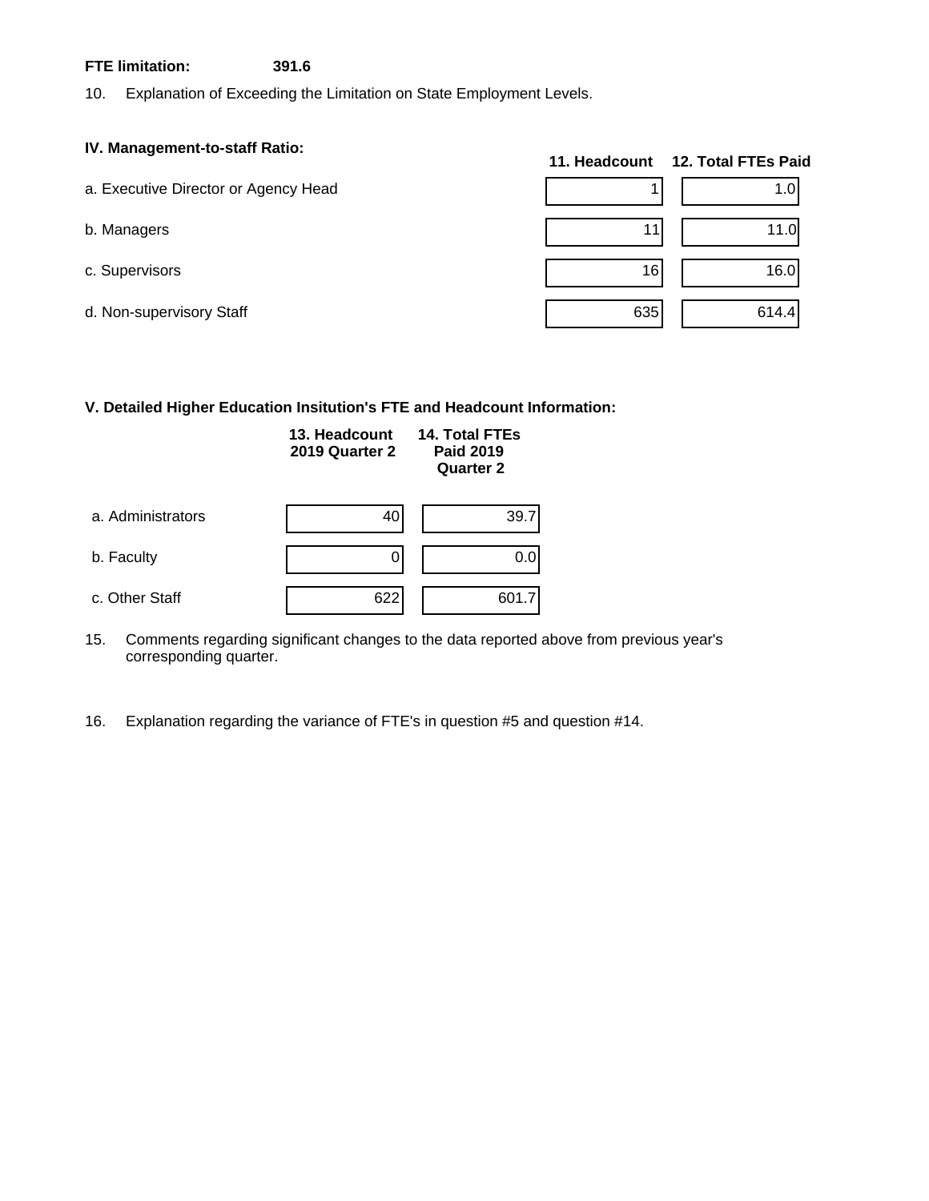**FTE limitation:** **391.6**

10. Explanation of Exceeding the Limitation on State Employment Levels.

**IV. Management-to-staff Ratio:**

| | 11. Headcount | 12. Total FTEs Paid |
|---|---|---|
| a. Executive Director or Agency Head | 1 | 1.0 |
| b. Managers | 11 | 11.0 |
| c. Supervisors | 16 | 16.0 |
| d. Non-supervisory Staff | 635 | 614.4 |

**V. Detailed Higher Education Insitution's FTE and Headcount Information:**

| | 13. Headcount 2019 Quarter 2 | 14. Total FTEs Paid 2019 Quarter 2 |
|---|---|---|
| a. Administrators | 40 | 39.7 |
| b. Faculty | 0 | 0.0 |
| c. Other Staff | 622 | 601.7 |

15. Comments regarding significant changes to the data reported above from previous year's corresponding quarter.

16. Explanation regarding the variance of FTE's in question #5 and question #14.